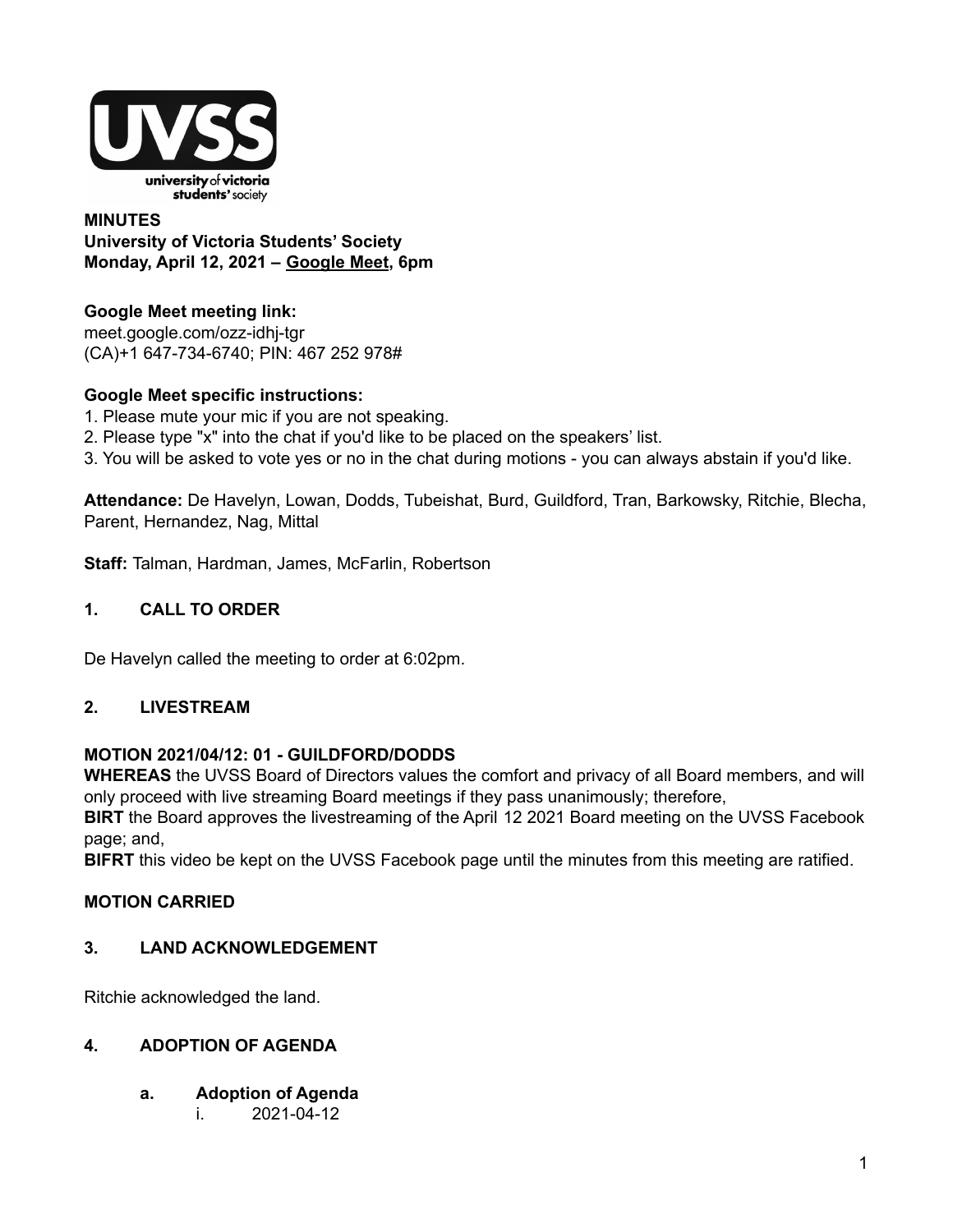**MINUTES**
**University of Victoria Students' Society**
**Monday, April 12, 2021 – Google Meet, 6pm**

**Google Meet meeting link:**
meet.google.com/ozz-idhj-tgr
(CA)+1 647-734-6740; PIN: 467 252 978#

**Google Meet specific instructions:**
1. Please mute your mic if you are not speaking.
2. Please type "x" into the chat if you'd like to be placed on the speakers' list.
3. You will be asked to vote yes or no in the chat during motions - you can always abstain if you'd like.

**Attendance:** De Havelyn, Lowan, Dodds, Tubeishat, Burd, Guildford, Tran, Barkowsky, Ritchie, Blecha, Parent, Hernandez, Nag, Mittal

**Staff:** Talman, Hardman, James, McFarlin, Robertson

## 1. CALL TO ORDER

De Havelyn called the meeting to order at 6:02pm.

## 2. LIVESTREAM

**MOTION 2021/04/12: 01 - GUILDFORD/DODDS**
**WHEREAS** the UVSS Board of Directors values the comfort and privacy of all Board members, and will only proceed with live streaming Board meetings if they pass unanimously; therefore,
**BIRT** the Board approves the livestreaming of the April 12 2021 Board meeting on the UVSS Facebook page; and,
**BIFRT** this video be kept on the UVSS Facebook page until the minutes from this meeting are ratified.

**MOTION CARRIED**

## 3. LAND ACKNOWLEDGEMENT

Ritchie acknowledged the land.

## 4. ADOPTION OF AGENDA

### a. Adoption of Agenda

i. 2021-04-12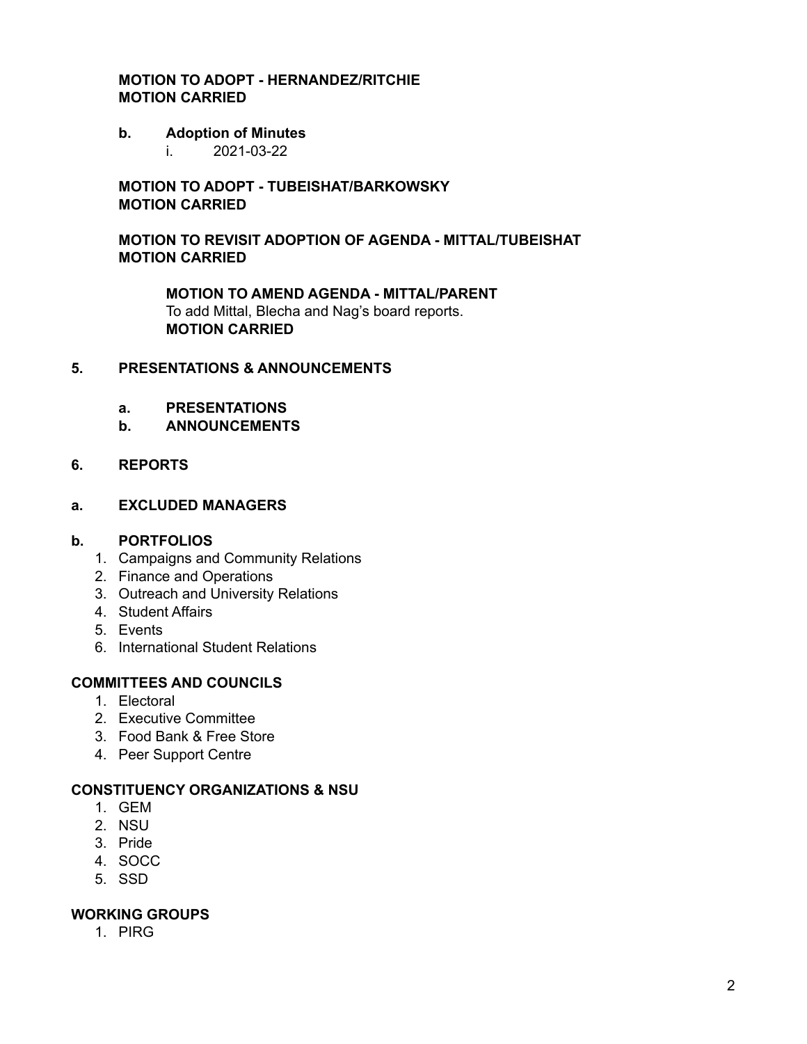**MOTION TO ADOPT - HERNANDEZ/RITCHIE**
**MOTION CARRIED**

**b. Adoption of Minutes**

i. 2021-03-22

**MOTION TO ADOPT - TUBEISHAT/BARKOWSKY**
**MOTION CARRIED**

**MOTION TO REVISIT ADOPTION OF AGENDA - MITTAL/TUBEISHAT**
**MOTION CARRIED**

**MOTION TO AMEND AGENDA - MITTAL/PARENT**
To add Mittal, Blecha and Nag's board reports.
**MOTION CARRIED**

## 5. PRESENTATIONS & ANNOUNCEMENTS

**a. PRESENTATIONS**

**b. ANNOUNCEMENTS**

## 6. REPORTS

**a. EXCLUDED MANAGERS**

**b. PORTFOLIOS**

1. Campaigns and Community Relations
2. Finance and Operations
3. Outreach and University Relations
4. Student Affairs
5. Events
6. International Student Relations

**COMMITTEES AND COUNCILS**

1. Electoral
2. Executive Committee
3. Food Bank & Free Store
4. Peer Support Centre

**CONSTITUENCY ORGANIZATIONS & NSU**

1. GEM
2. NSU
3. Pride
4. SOCC
5. SSD

**WORKING GROUPS**

1. PIRG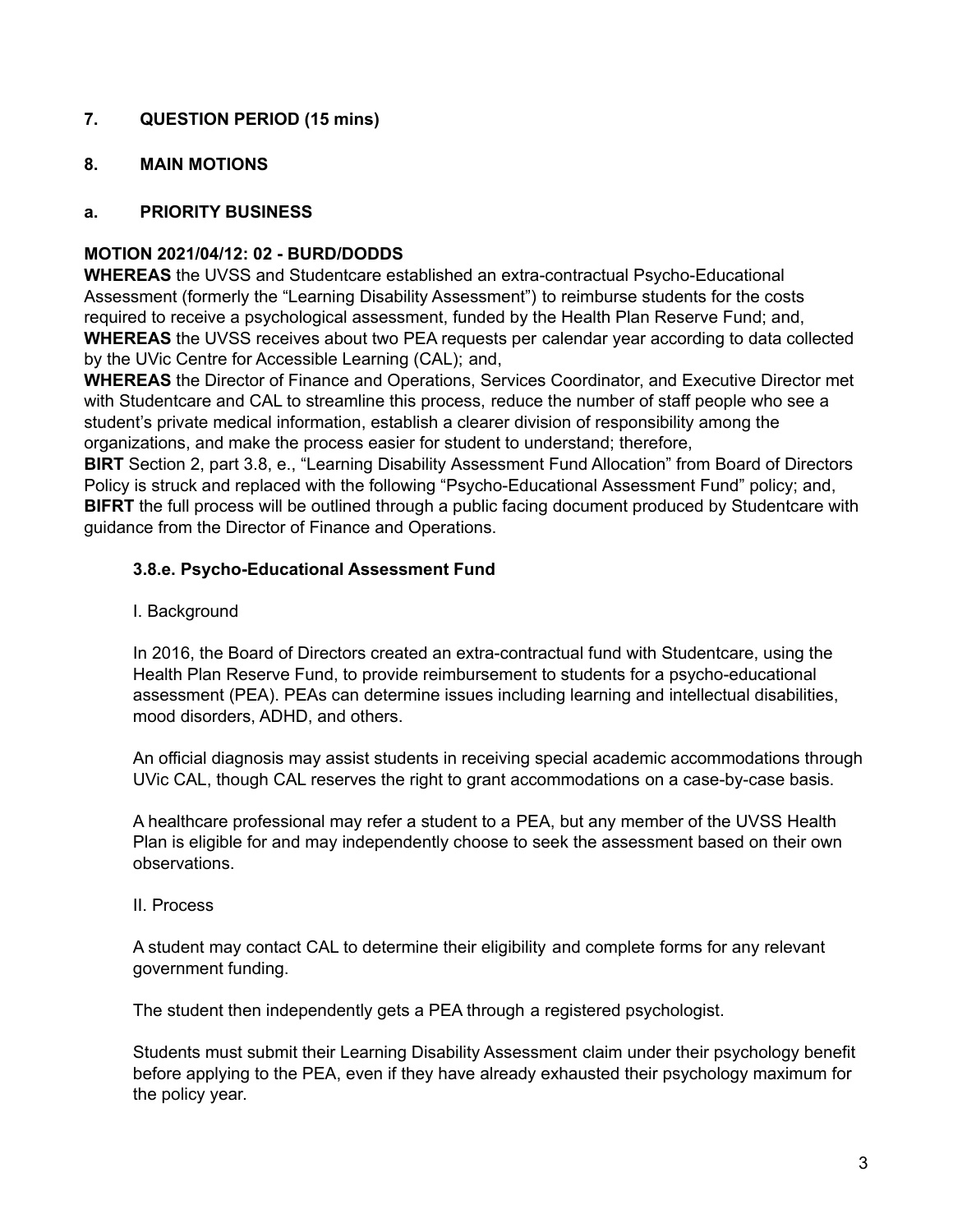## 7. QUESTION PERIOD (15 mins)

## 8. MAIN MOTIONS

### a. PRIORITY BUSINESS

**MOTION 2021/04/12: 02 - BURD/DODDS**

**WHEREAS** the UVSS and Studentcare established an extra-contractual Psycho-Educational Assessment (formerly the "Learning Disability Assessment") to reimburse students for the costs required to receive a psychological assessment, funded by the Health Plan Reserve Fund; and,

**WHEREAS** the UVSS receives about two PEA requests per calendar year according to data collected by the UVic Centre for Accessible Learning (CAL); and,

**WHEREAS** the Director of Finance and Operations, Services Coordinator, and Executive Director met with Studentcare and CAL to streamline this process, reduce the number of staff people who see a student's private medical information, establish a clearer division of responsibility among the organizations, and make the process easier for student to understand; therefore,

**BIRT** Section 2, part 3.8, e., "Learning Disability Assessment Fund Allocation" from Board of Directors Policy is struck and replaced with the following "Psycho-Educational Assessment Fund" policy; and,

**BIFRT** the full process will be outlined through a public facing document produced by Studentcare with guidance from the Director of Finance and Operations.

> **3.8.e. Psycho-Educational Assessment Fund**
>
> I. Background
>
> In 2016, the Board of Directors created an extra-contractual fund with Studentcare, using the Health Plan Reserve Fund, to provide reimbursement to students for a psycho-educational assessment (PEA). PEAs can determine issues including learning and intellectual disabilities, mood disorders, ADHD, and others.
>
> An official diagnosis may assist students in receiving special academic accommodations through UVic CAL, though CAL reserves the right to grant accommodations on a case-by-case basis.
>
> A healthcare professional may refer a student to a PEA, but any member of the UVSS Health Plan is eligible for and may independently choose to seek the assessment based on their own observations.
>
> II. Process
>
> A student may contact CAL to determine their eligibility and complete forms for any relevant government funding.
>
> The student then independently gets a PEA through a registered psychologist.
>
> Students must submit their Learning Disability Assessment claim under their psychology benefit before applying to the PEA, even if they have already exhausted their psychology maximum for the policy year.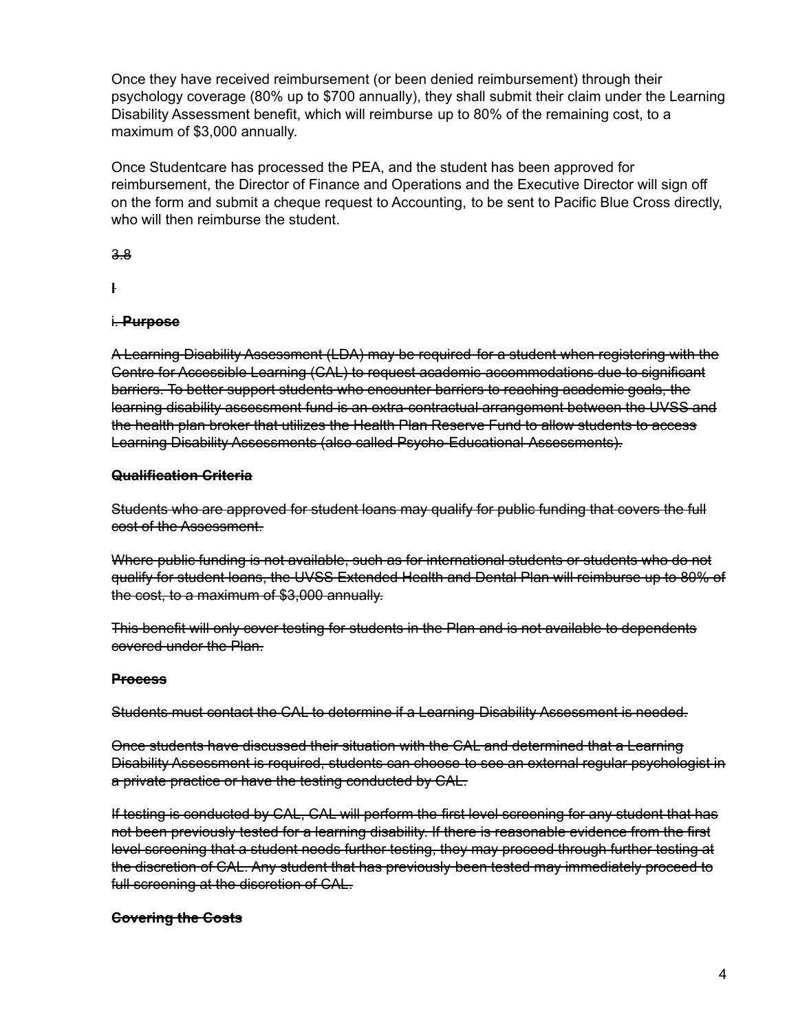Once they have received reimbursement (or been denied reimbursement) through their psychology coverage (80% up to $700 annually), they shall submit their claim under the Learning Disability Assessment benefit, which will reimburse up to 80% of the remaining cost, to a maximum of $3,000 annually.

Once Studentcare has processed the PEA, and the student has been approved for reimbursement, the Director of Finance and Operations and the Executive Director will sign off on the form and submit a cheque request to Accounting, to be sent to Pacific Blue Cross directly, who will then reimburse the student.

~~3.8~~

~~I~~

i. ~~**Purpose**~~

~~A Learning Disability Assessment (LDA) may be required for a student when registering with the Centre for Accessible Learning (CAL) to request academic accommodations due to significant barriers. To better support students who encounter barriers to reaching academic goals, the learning disability assessment fund is an extra-contractual arrangement between the UVSS and the health plan broker that utilizes the Health Plan Reserve Fund to allow students to access Learning Disability Assessments (also called Psycho-Educational Assessments).~~

~~**Qualification Criteria**~~

~~Students who are approved for student loans may qualify for public funding that covers the full cost of the Assessment.~~

~~Where public funding is not available, such as for international students or students who do not qualify for student loans, the UVSS Extended Health and Dental Plan will reimburse up to 80% of the cost, to a maximum of $3,000 annually.~~

~~This benefit will only cover testing for students in the Plan and is not available to dependents covered under the Plan.~~

~~**Process**~~

~~Students must contact the CAL to determine if a Learning Disability Assessment is needed.~~

~~Once students have discussed their situation with the CAL and determined that a Learning Disability Assessment is required, students can choose to see an external regular psychologist in a private practice or have the testing conducted by CAL.~~

~~If testing is conducted by CAL, CAL will perform the first level screening for any student that has not been previously tested for a learning disability. If there is reasonable evidence from the first level screening that a student needs further testing, they may proceed through further testing at the discretion of CAL. Any student that has previously been tested may immediately proceed to full screening at the discretion of CAL.~~

~~**Covering the Costs**~~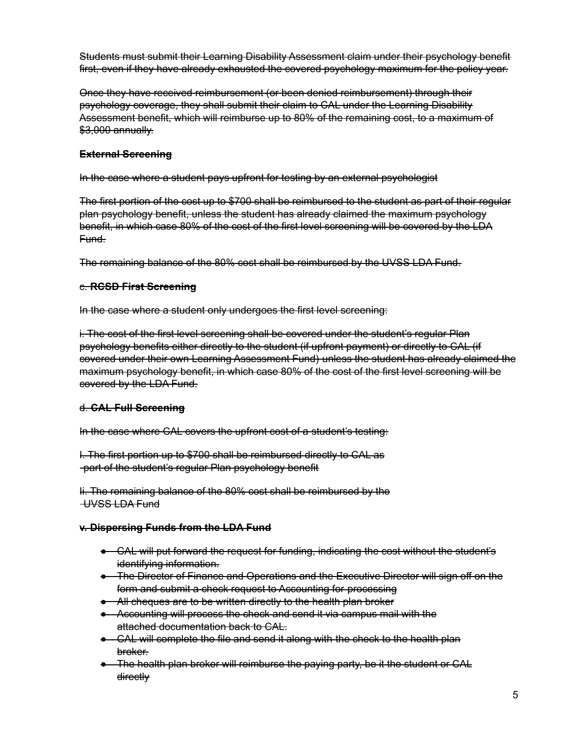~~Students must submit their Learning Disability Assessment claim under their psychology benefit first, even if they have already exhausted the covered psychology maximum for the policy year.~~

~~Once they have received reimbursement (or been denied reimbursement) through their psychology coverage, they shall submit their claim to CAL under the Learning Disability Assessment benefit, which will reimburse up to 80% of the remaining cost, to a maximum of $3,000 annually.~~

~~**External Screening**~~

~~In the case where a student pays upfront for testing by an external psychologist~~

~~The first portion of the cost up to $700 shall be reimbursed to the student as part of their regular plan psychology benefit, unless the student has already claimed the maximum psychology benefit, in which case 80% of the cost of the first level screening will be covered by the LDA Fund.~~

~~The remaining balance of the 80% cost shall be reimbursed by the UVSS LDA Fund.~~

~~c. **RCSD First Screening**~~

~~In the case where a student only undergoes the first level screening:~~

~~i. The cost of the first level screening shall be covered under the student's regular Plan psychology benefits either directly to the student (if upfront payment) or directly to CAL (if covered under their own Learning Assessment Fund) unless the student has already claimed the maximum psychology benefit, in which case 80% of the cost of the first level screening will be covered by the LDA Fund.~~

~~d. **CAL Full Screening**~~

~~In the case where CAL covers the upfront cost of a student's testing:~~

~~I. The first portion up to $700 shall be reimbursed directly to CAL as part of the student's regular Plan psychology benefit~~

~~Ii. The remaining balance of the 80% cost shall be reimbursed by the UVSS LDA Fund~~

~~**v. Dispersing Funds from the LDA Fund**~~

- ~~CAL will put forward the request for funding, indicating the cost without the student's identifying information.~~
- ~~The Director of Finance and Operations and the Executive Director will sign off on the form and submit a check request to Accounting for processing~~
- ~~All cheques are to be written directly to the health plan broker~~
- ~~Accounting will process the check and send it via campus mail with the attached documentation back to CAL.~~
- ~~CAL will complete the file and send it along with the check to the health plan broker.~~
- ~~The health plan broker will reimburse the paying party, be it the student or CAL directly~~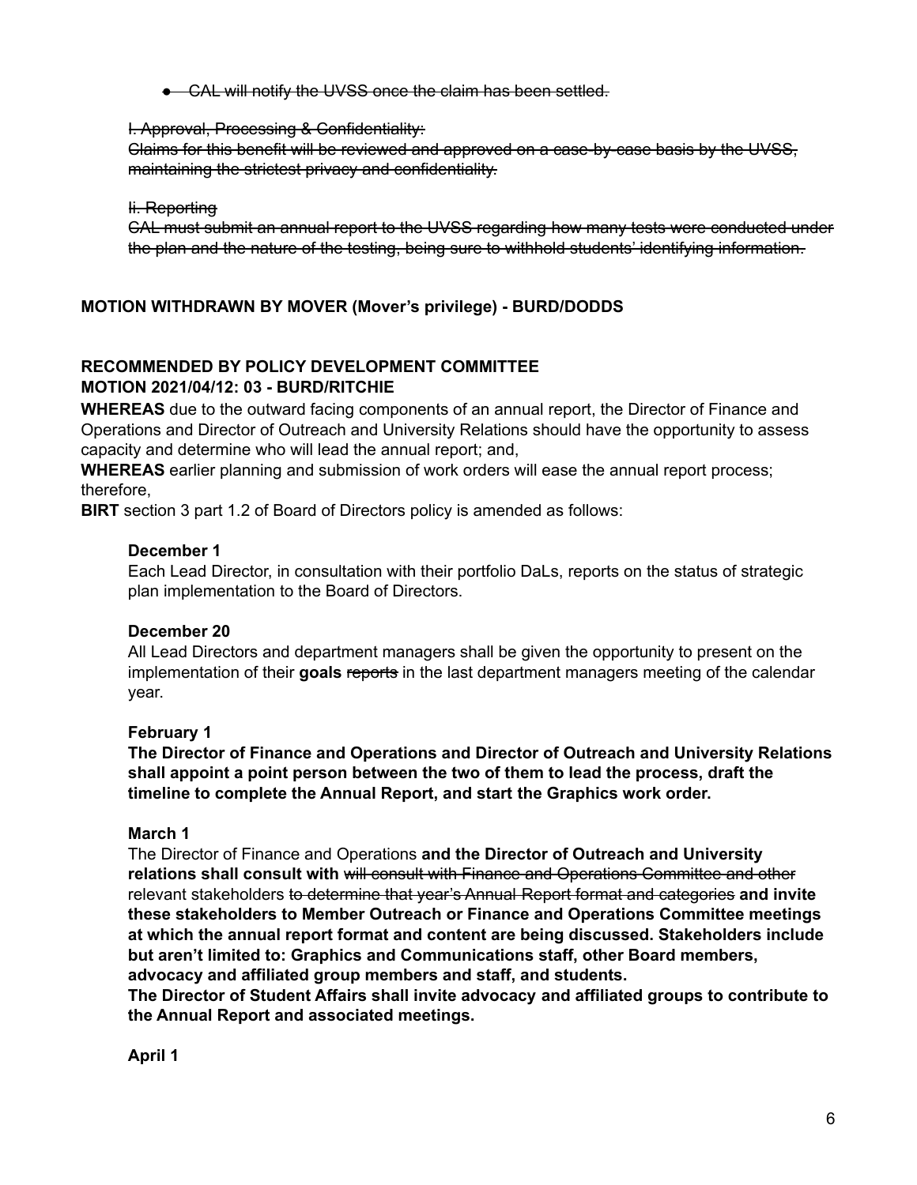- ~~CAL will notify the UVSS once the claim has been settled.~~

~~I. Approval, Processing & Confidentiality:~~
~~Claims for this benefit will be reviewed and approved on a case-by-case basis by the UVSS, maintaining the strictest privacy and confidentiality.~~

~~Ii. Reporting~~
~~CAL must submit an annual report to the UVSS regarding how many tests were conducted under the plan and the nature of the testing, being sure to withhold students' identifying information.~~

**MOTION WITHDRAWN BY MOVER (Mover's privilege) - BURD/DODDS**

**RECOMMENDED BY POLICY DEVELOPMENT COMMITTEE**
**MOTION 2021/04/12: 03 - BURD/RITCHIE**

**WHEREAS** due to the outward facing components of an annual report, the Director of Finance and Operations and Director of Outreach and University Relations should have the opportunity to assess capacity and determine who will lead the annual report; and,
**WHEREAS** earlier planning and submission of work orders will ease the annual report process; therefore,
**BIRT** section 3 part 1.2 of Board of Directors policy is amended as follows:

**December 1**
Each Lead Director, in consultation with their portfolio DaLs, reports on the status of strategic plan implementation to the Board of Directors.

**December 20**
All Lead Directors and department managers shall be given the opportunity to present on the implementation of their **goals** ~~reports~~ in the last department managers meeting of the calendar year.

**February 1**
**The Director of Finance and Operations and Director of Outreach and University Relations shall appoint a point person between the two of them to lead the process, draft the timeline to complete the Annual Report, and start the Graphics work order.**

**March 1**
The Director of Finance and Operations **and the Director of Outreach and University relations shall consult with** ~~will consult with Finance and Operations Committee and other~~ relevant stakeholders ~~to determine that year's Annual Report format and categories~~ **and invite these stakeholders to Member Outreach or Finance and Operations Committee meetings at which the annual report format and content are being discussed. Stakeholders include but aren't limited to: Graphics and Communications staff, other Board members, advocacy and affiliated group members and staff, and students.**
**The Director of Student Affairs shall invite advocacy and affiliated groups to contribute to the Annual Report and associated meetings.**

**April 1**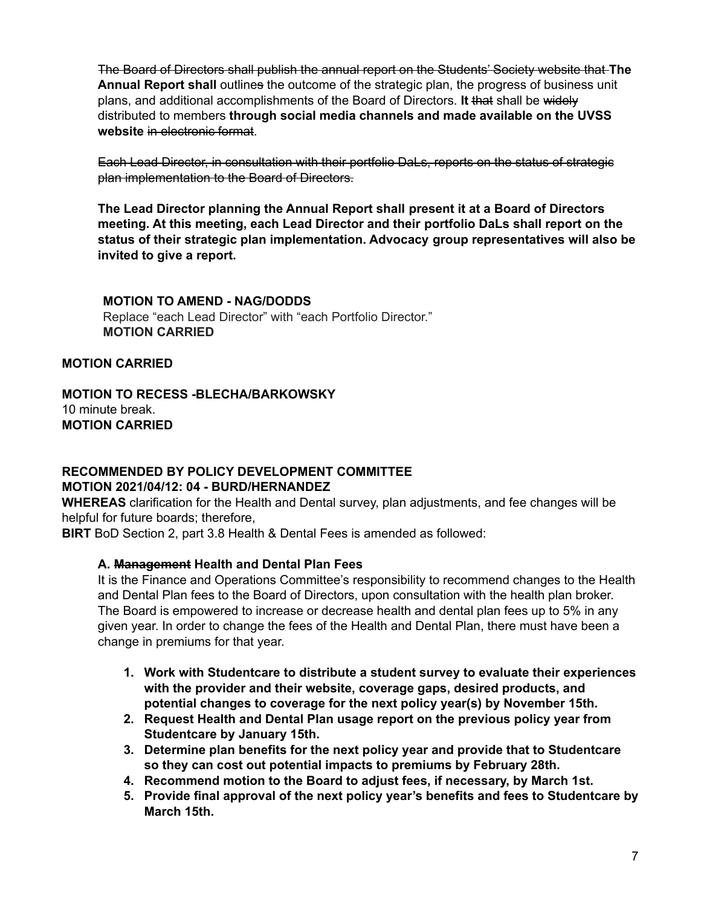~~The Board of Directors shall publish the annual report on the Students' Society website that~~ **The Annual Report shall** outline~~s~~ the outcome of the strategic plan, the progress of business unit plans, and additional accomplishments of the Board of Directors. **It** ~~that~~ shall be ~~widely~~ distributed to members **through social media channels and made available on the UVSS website** ~~in electronic format~~.

~~Each Lead Director, in consultation with their portfolio DaLs, reports on the status of strategic plan implementation to the Board of Directors.~~

**The Lead Director planning the Annual Report shall present it at a Board of Directors meeting. At this meeting, each Lead Director and their portfolio DaLs shall report on the status of their strategic plan implementation. Advocacy group representatives will also be invited to give a report.**

**MOTION TO AMEND - NAG/DODDS**
Replace "each Lead Director" with "each Portfolio Director."
**MOTION CARRIED**

**MOTION CARRIED**

**MOTION TO RECESS -BLECHA/BARKOWSKY**
10 minute break.
**MOTION CARRIED**

**RECOMMENDED BY POLICY DEVELOPMENT COMMITTEE**
**MOTION 2021/04/12: 04 - BURD/HERNANDEZ**
**WHEREAS** clarification for the Health and Dental survey, plan adjustments, and fee changes will be helpful for future boards; therefore,
**BIRT** BoD Section 2, part 3.8 Health & Dental Fees is amended as followed:

**A. ~~Management~~ Health and Dental Plan Fees**
It is the Finance and Operations Committee's responsibility to recommend changes to the Health and Dental Plan fees to the Board of Directors, upon consultation with the health plan broker. The Board is empowered to increase or decrease health and dental plan fees up to 5% in any given year. In order to change the fees of the Health and Dental Plan, there must have been a change in premiums for that year.

1. **Work with Studentcare to distribute a student survey to evaluate their experiences with the provider and their website, coverage gaps, desired products, and potential changes to coverage for the next policy year(s) by November 15th.**
2. **Request Health and Dental Plan usage report on the previous policy year from Studentcare by January 15th.**
3. **Determine plan benefits for the next policy year and provide that to Studentcare so they can cost out potential impacts to premiums by February 28th.**
4. **Recommend motion to the Board to adjust fees, if necessary, by March 1st.**
5. **Provide final approval of the next policy year's benefits and fees to Studentcare by March 15th.**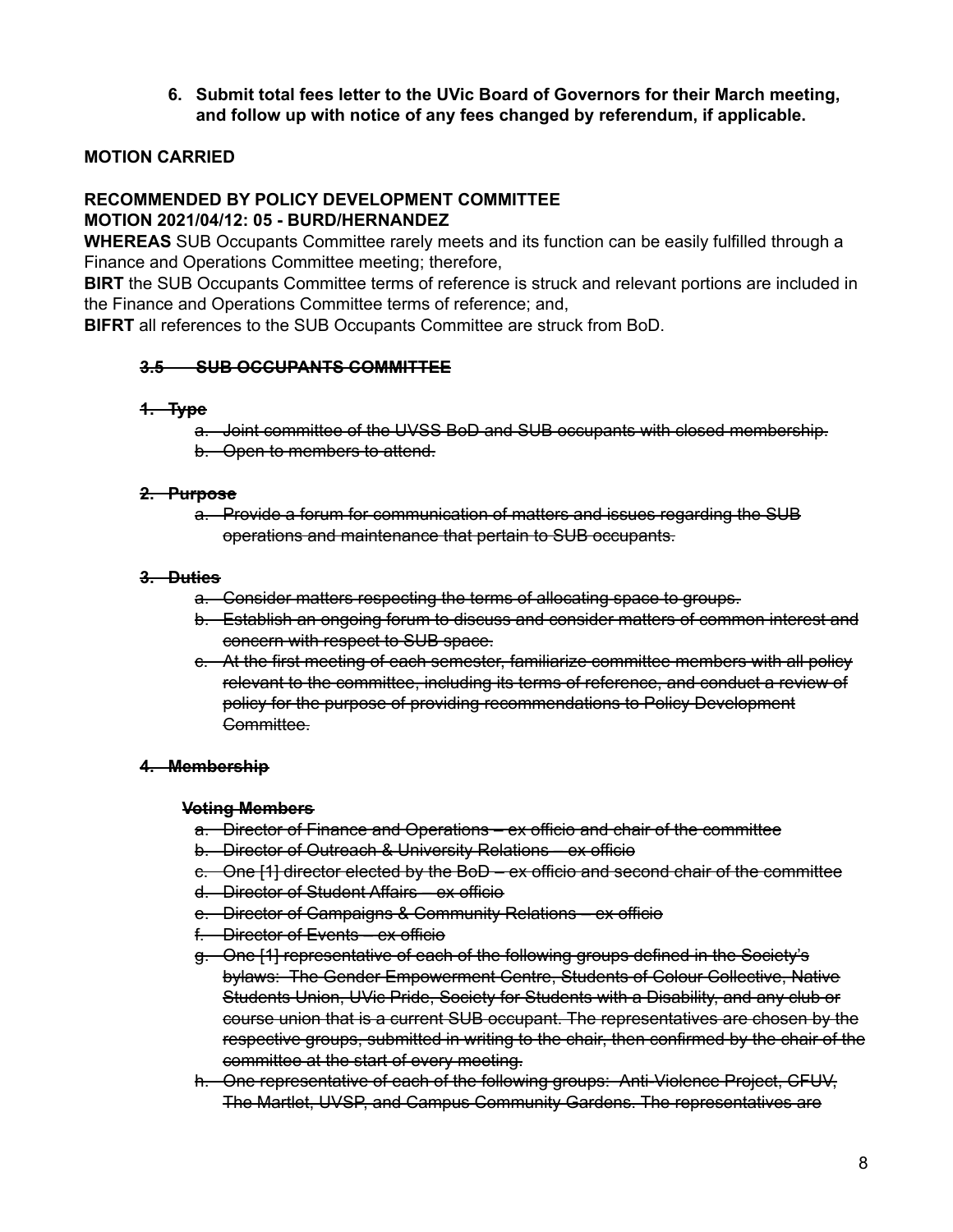6. **Submit total fees letter to the UVic Board of Governors for their March meeting, and follow up with notice of any fees changed by referendum, if applicable.**

**MOTION CARRIED**

**RECOMMENDED BY POLICY DEVELOPMENT COMMITTEE**
**MOTION 2021/04/12: 05 - BURD/HERNANDEZ**

**WHEREAS** SUB Occupants Committee rarely meets and its function can be easily fulfilled through a Finance and Operations Committee meeting; therefore,

**BIRT** the SUB Occupants Committee terms of reference is struck and relevant portions are included in the Finance and Operations Committee terms of reference; and,

**BIFRT** all references to the SUB Occupants Committee are struck from BoD.

**~~3.5 SUB OCCUPANTS COMMITTEE~~**

**~~1. Type~~**

- ~~a. Joint committee of the UVSS BoD and SUB occupants with closed membership.~~
- ~~b. Open to members to attend.~~

**~~2. Purpose~~**

- ~~a. Provide a forum for communication of matters and issues regarding the SUB operations and maintenance that pertain to SUB occupants.~~

**~~3. Duties~~**

- ~~a. Consider matters respecting the terms of allocating space to groups.~~
- ~~b. Establish an ongoing forum to discuss and consider matters of common interest and concern with respect to SUB space.~~
- ~~c. At the first meeting of each semester, familiarize committee members with all policy relevant to the committee, including its terms of reference, and conduct a review of policy for the purpose of providing recommendations to Policy Development Committee.~~

**~~4. Membership~~**

**~~Voting Members~~**

- ~~a. Director of Finance and Operations – ex officio and chair of the committee~~
- ~~b. Director of Outreach & University Relations – ex officio~~
- ~~c. One [1] director elected by the BoD – ex officio and second chair of the committee~~
- ~~d. Director of Student Affairs – ex officio~~
- ~~e. Director of Campaigns & Community Relations – ex officio~~
- ~~f. Director of Events – ex officio~~
- ~~g. One [1] representative of each of the following groups defined in the Society's bylaws: The Gender Empowerment Centre, Students of Colour Collective, Native Students Union, UVic Pride, Society for Students with a Disability, and any club or course union that is a current SUB occupant. The representatives are chosen by the respective groups, submitted in writing to the chair, then confirmed by the chair of the committee at the start of every meeting.~~
- ~~h. One representative of each of the following groups: Anti-Violence Project, CFUV, The Martlet, UVSP, and Campus Community Gardens. The representatives are~~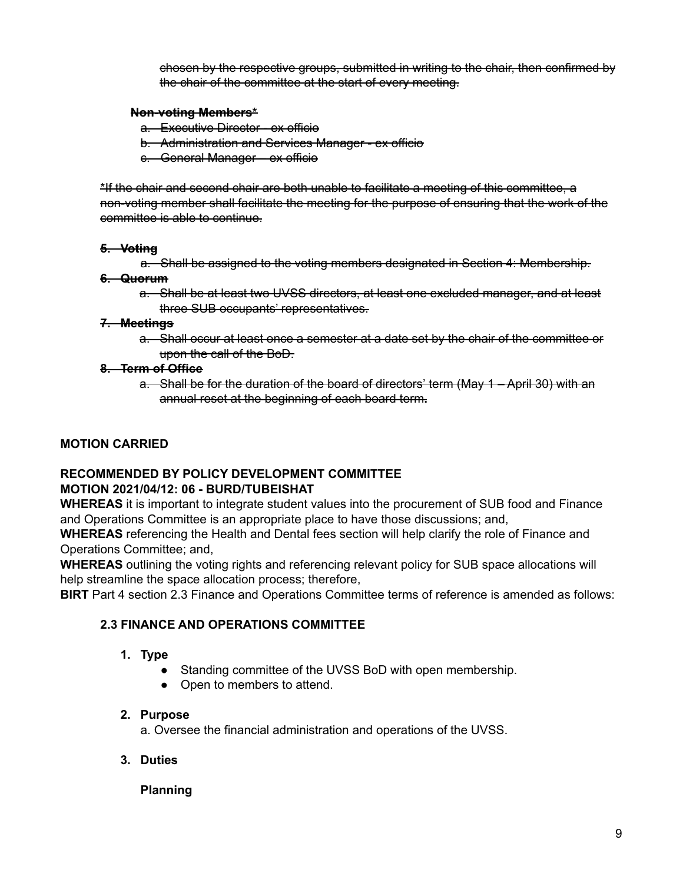~~chosen by the respective groups, submitted in writing to the chair, then confirmed by the chair of the committee at the start of every meeting.~~

~~**Non-voting Members***~~

~~a. Executive Director - ex officio~~
~~b. Administration and Services Manager - ex officio~~
~~c. General Manager – ex officio~~

~~*If the chair and second chair are both unable to facilitate a meeting of this committee, a non-voting member shall facilitate the meeting for the purpose of ensuring that the work of the committee is able to continue.~~

~~**5. Voting**~~

~~a. Shall be assigned to the voting members designated in Section 4: Membership.~~

~~**6. Quorum**~~

~~a. Shall be at least two UVSS directors, at least one excluded manager, and at least three SUB occupants' representatives.~~

~~**7. Meetings**~~

~~a. Shall occur at least once a semester at a date set by the chair of the committee or upon the call of the BoD.~~

~~**8. Term of Office**~~

~~a. Shall be for the duration of the board of directors' term (May 1 – April 30) with an annual reset at the beginning of each board term.~~

**MOTION CARRIED**

**RECOMMENDED BY POLICY DEVELOPMENT COMMITTEE**
**MOTION 2021/04/12: 06 - BURD/TUBEISHAT**

**WHEREAS** it is important to integrate student values into the procurement of SUB food and Finance and Operations Committee is an appropriate place to have those discussions; and,
**WHEREAS** referencing the Health and Dental fees section will help clarify the role of Finance and Operations Committee; and,
**WHEREAS** outlining the voting rights and referencing relevant policy for SUB space allocations will help streamline the space allocation process; therefore,
**BIRT** Part 4 section 2.3 Finance and Operations Committee terms of reference is amended as follows:

**2.3 FINANCE AND OPERATIONS COMMITTEE**

1. **Type**
   - Standing committee of the UVSS BoD with open membership.
   - Open to members to attend.

2. **Purpose**

   a. Oversee the financial administration and operations of the UVSS.

3. **Duties**

   **Planning**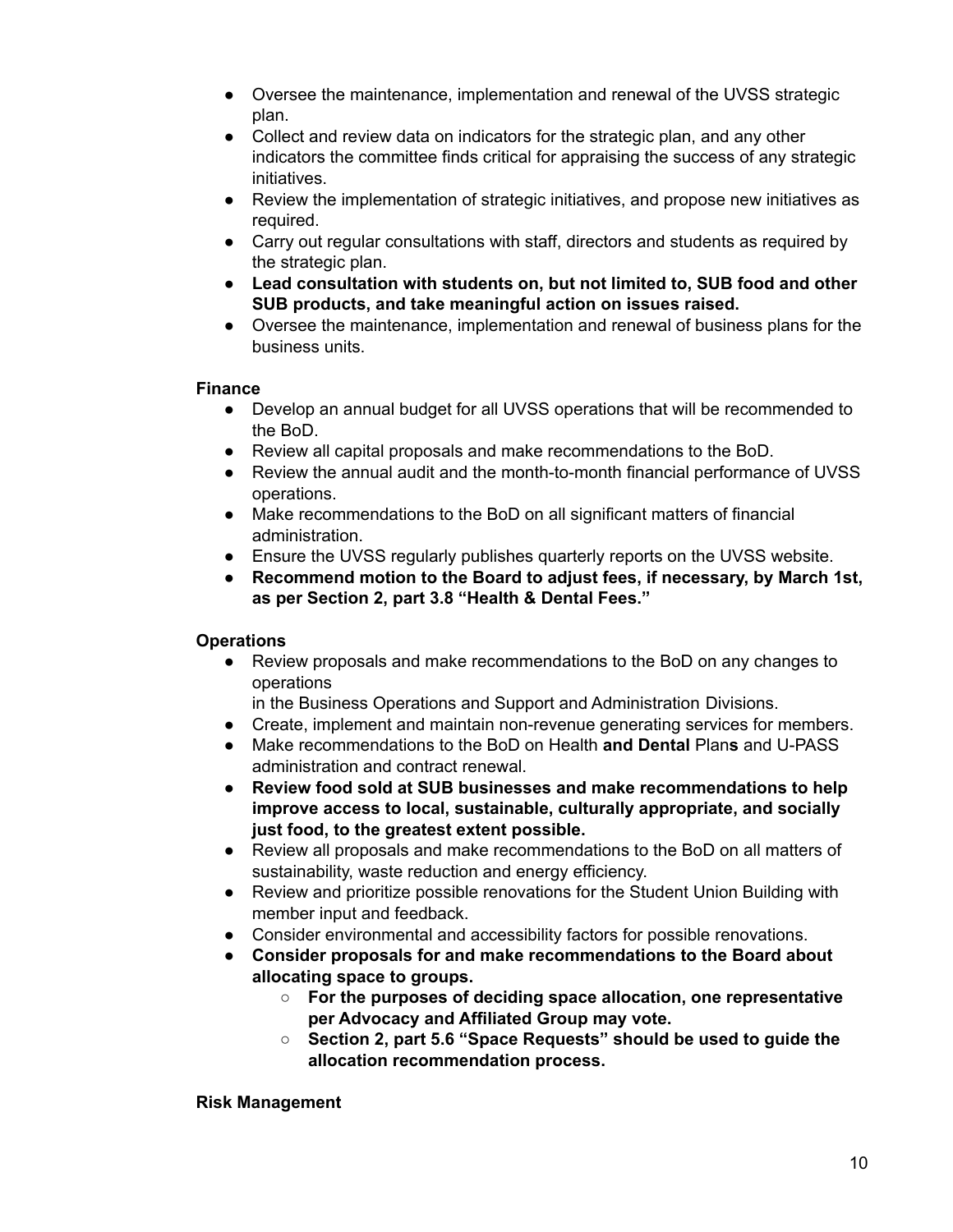- Oversee the maintenance, implementation and renewal of the UVSS strategic plan.
- Collect and review data on indicators for the strategic plan, and any other indicators the committee finds critical for appraising the success of any strategic initiatives.
- Review the implementation of strategic initiatives, and propose new initiatives as required.
- Carry out regular consultations with staff, directors and students as required by the strategic plan.
- **Lead consultation with students on, but not limited to, SUB food and other SUB products, and take meaningful action on issues raised.**
- Oversee the maintenance, implementation and renewal of business plans for the business units.

**Finance**

- Develop an annual budget for all UVSS operations that will be recommended to the BoD.
- Review all capital proposals and make recommendations to the BoD.
- Review the annual audit and the month-to-month financial performance of UVSS operations.
- Make recommendations to the BoD on all significant matters of financial administration.
- Ensure the UVSS regularly publishes quarterly reports on the UVSS website.
- **Recommend motion to the Board to adjust fees, if necessary, by March 1st, as per Section 2, part 3.8 "Health & Dental Fees."**

**Operations**

- Review proposals and make recommendations to the BoD on any changes to operations
  in the Business Operations and Support and Administration Divisions.
- Create, implement and maintain non-revenue generating services for members.
- Make recommendations to the BoD on Health **and Dental** Plan**s** and U-PASS administration and contract renewal.
- **Review food sold at SUB businesses and make recommendations to help improve access to local, sustainable, culturally appropriate, and socially just food, to the greatest extent possible.**
- Review all proposals and make recommendations to the BoD on all matters of sustainability, waste reduction and energy efficiency.
- Review and prioritize possible renovations for the Student Union Building with member input and feedback.
- Consider environmental and accessibility factors for possible renovations.
- **Consider proposals for and make recommendations to the Board about allocating space to groups.**
  - **For the purposes of deciding space allocation, one representative per Advocacy and Affiliated Group may vote.**
  - **Section 2, part 5.6 "Space Requests" should be used to guide the allocation recommendation process.**

**Risk Management**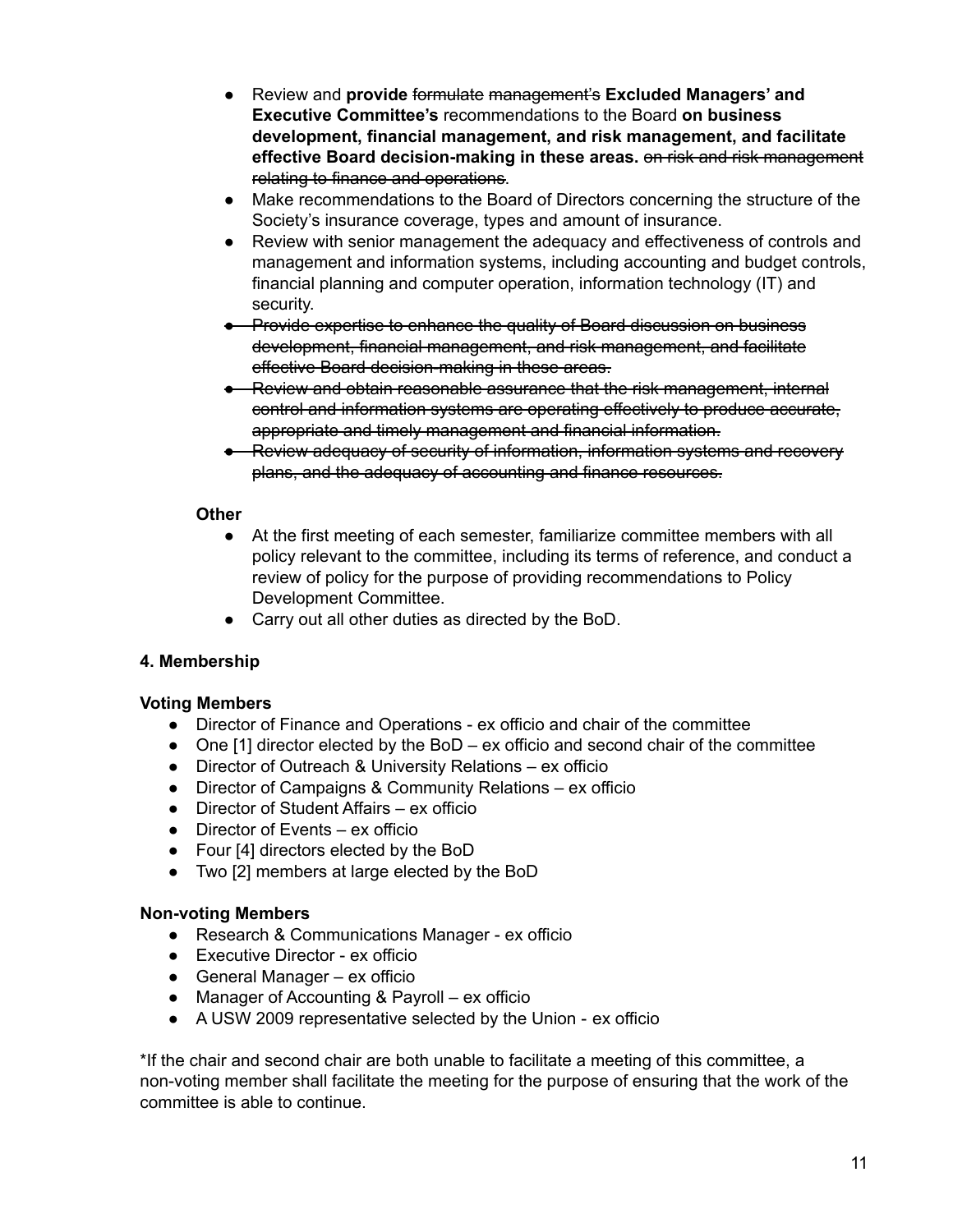- Review and **provide** ~~formulate~~ ~~management's~~ **Excluded Managers' and Executive Committee's** recommendations to the Board **on business development, financial management, and risk management, and facilitate effective Board decision-making in these areas.** ~~on risk and risk management relating to finance and operations~~.
- Make recommendations to the Board of Directors concerning the structure of the Society's insurance coverage, types and amount of insurance.
- Review with senior management the adequacy and effectiveness of controls and management and information systems, including accounting and budget controls, financial planning and computer operation, information technology (IT) and security.
- ~~Provide expertise to enhance the quality of Board discussion on business development, financial management, and risk management, and facilitate effective Board decision-making in these areas.~~
- ~~Review and obtain reasonable assurance that the risk management, internal control and information systems are operating effectively to produce accurate, appropriate and timely management and financial information.~~
- ~~Review adequacy of security of information, information systems and recovery plans, and the adequacy of accounting and finance resources.~~

**Other**

- At the first meeting of each semester, familiarize committee members with all policy relevant to the committee, including its terms of reference, and conduct a review of policy for the purpose of providing recommendations to Policy Development Committee.
- Carry out all other duties as directed by the BoD.

**4. Membership**

**Voting Members**

- Director of Finance and Operations - ex officio and chair of the committee
- One [1] director elected by the BoD – ex officio and second chair of the committee
- Director of Outreach & University Relations – ex officio
- Director of Campaigns & Community Relations – ex officio
- Director of Student Affairs – ex officio
- Director of Events – ex officio
- Four [4] directors elected by the BoD
- Two [2] members at large elected by the BoD

**Non-voting Members**

- Research & Communications Manager - ex officio
- Executive Director - ex officio
- General Manager – ex officio
- Manager of Accounting & Payroll – ex officio
- A USW 2009 representative selected by the Union - ex officio

*If the chair and second chair are both unable to facilitate a meeting of this committee, a non-voting member shall facilitate the meeting for the purpose of ensuring that the work of the committee is able to continue.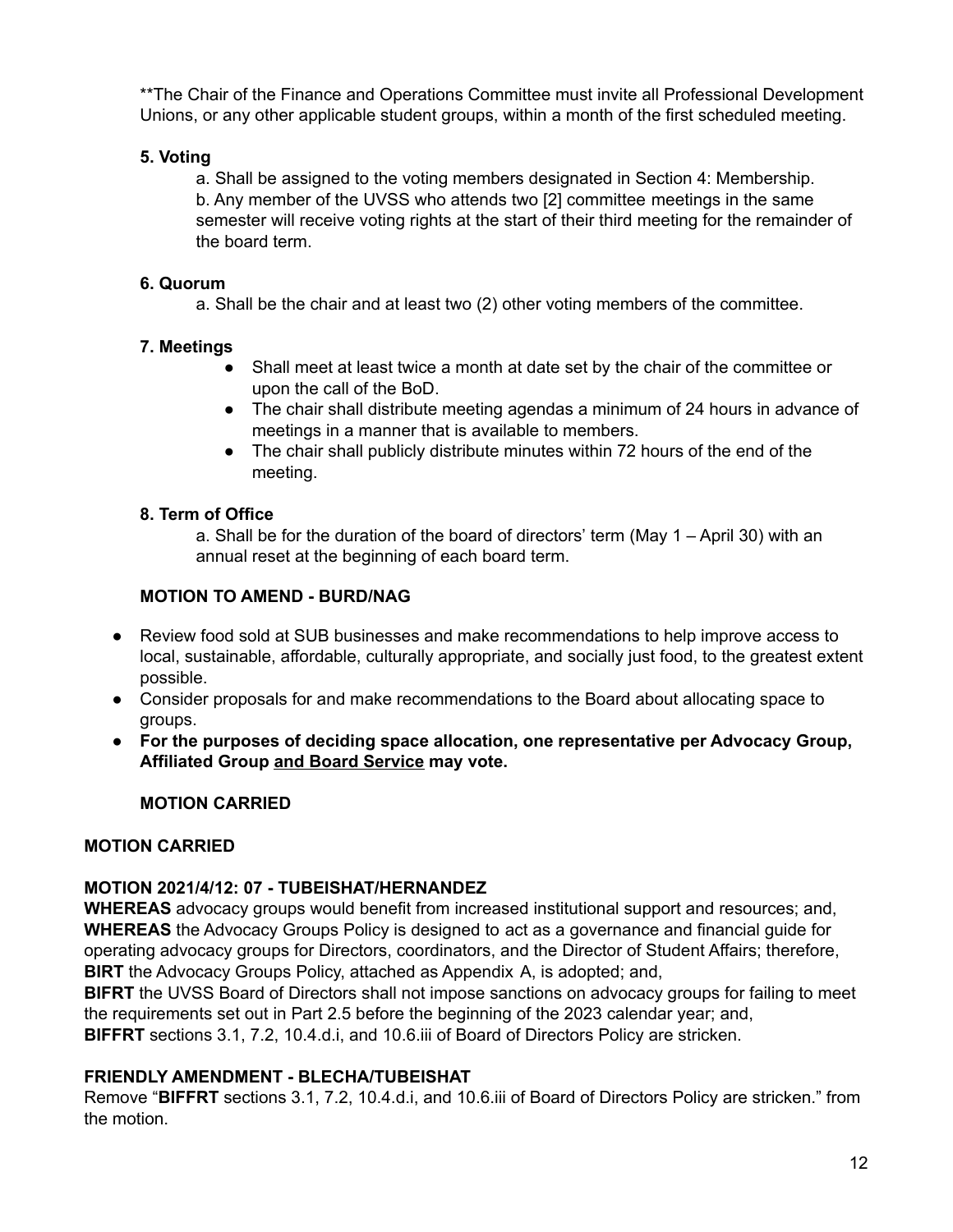**The Chair of the Finance and Operations Committee must invite all Professional Development Unions, or any other applicable student groups, within a month of the first scheduled meeting.

**5. Voting**

a. Shall be assigned to the voting members designated in Section 4: Membership.
b. Any member of the UVSS who attends two [2] committee meetings in the same semester will receive voting rights at the start of their third meeting for the remainder of the board term.

**6. Quorum**

a. Shall be the chair and at least two (2) other voting members of the committee.

**7. Meetings**

- Shall meet at least twice a month at date set by the chair of the committee or upon the call of the BoD.
- The chair shall distribute meeting agendas a minimum of 24 hours in advance of meetings in a manner that is available to members.
- The chair shall publicly distribute minutes within 72 hours of the end of the meeting.

**8. Term of Office**

a. Shall be for the duration of the board of directors' term (May 1 – April 30) with an annual reset at the beginning of each board term.

**MOTION TO AMEND - BURD/NAG**

- Review food sold at SUB businesses and make recommendations to help improve access to local, sustainable, affordable, culturally appropriate, and socially just food, to the greatest extent possible.
- Consider proposals for and make recommendations to the Board about allocating space to groups.
- **For the purposes of deciding space allocation, one representative per Advocacy Group, Affiliated Group <u>and Board Service</u> may vote.**

**MOTION CARRIED**

**MOTION CARRIED**

**MOTION 2021/4/12: 07 - TUBEISHAT/HERNANDEZ**
**WHEREAS** advocacy groups would benefit from increased institutional support and resources; and,
**WHEREAS** the Advocacy Groups Policy is designed to act as a governance and financial guide for operating advocacy groups for Directors, coordinators, and the Director of Student Affairs; therefore,
**BIRT** the Advocacy Groups Policy, attached as Appendix A, is adopted; and,
**BIFRT** the UVSS Board of Directors shall not impose sanctions on advocacy groups for failing to meet the requirements set out in Part 2.5 before the beginning of the 2023 calendar year; and,
**BIFFRT** sections 3.1, 7.2, 10.4.d.i, and 10.6.iii of Board of Directors Policy are stricken.

**FRIENDLY AMENDMENT - BLECHA/TUBEISHAT**
Remove "**BIFFRT** sections 3.1, 7.2, 10.4.d.i, and 10.6.iii of Board of Directors Policy are stricken." from the motion.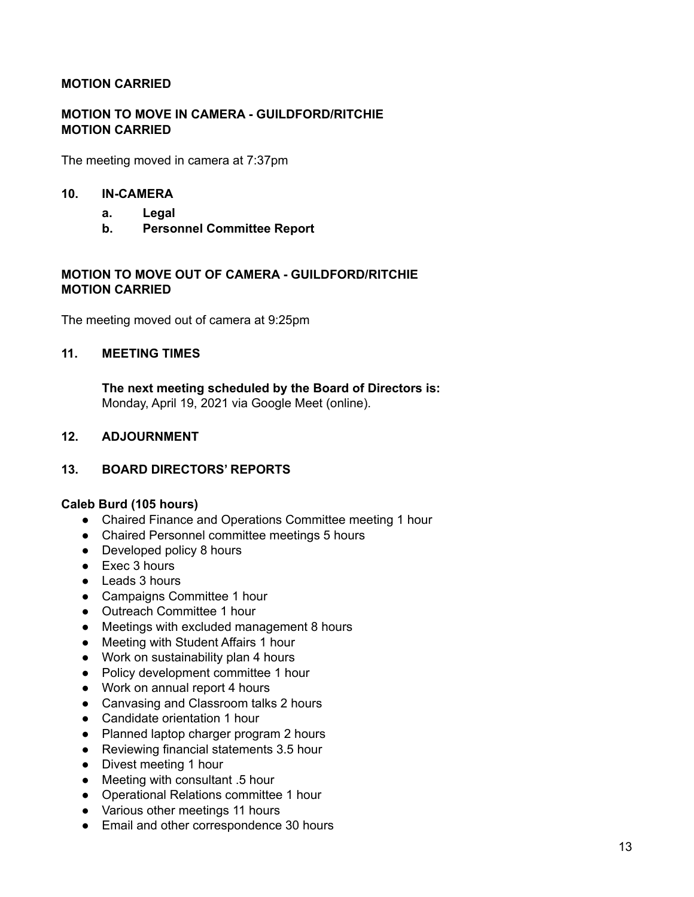**MOTION CARRIED**

**MOTION TO MOVE IN CAMERA - GUILDFORD/RITCHIE**
**MOTION CARRIED**

The meeting moved in camera at 7:37pm

## 10. IN-CAMERA

- **a. Legal**
- **b. Personnel Committee Report**

**MOTION TO MOVE OUT OF CAMERA - GUILDFORD/RITCHIE**
**MOTION CARRIED**

The meeting moved out of camera at 9:25pm

## 11. MEETING TIMES

**The next meeting scheduled by the Board of Directors is:**
Monday, April 19, 2021 via Google Meet (online).

## 12. ADJOURNMENT

## 13. BOARD DIRECTORS' REPORTS

**Caleb Burd (105 hours)**

- Chaired Finance and Operations Committee meeting 1 hour
- Chaired Personnel committee meetings 5 hours
- Developed policy 8 hours
- Exec 3 hours
- Leads 3 hours
- Campaigns Committee 1 hour
- Outreach Committee 1 hour
- Meetings with excluded management 8 hours
- Meeting with Student Affairs 1 hour
- Work on sustainability plan 4 hours
- Policy development committee 1 hour
- Work on annual report 4 hours
- Canvasing and Classroom talks 2 hours
- Candidate orientation 1 hour
- Planned laptop charger program 2 hours
- Reviewing financial statements 3.5 hour
- Divest meeting 1 hour
- Meeting with consultant .5 hour
- Operational Relations committee 1 hour
- Various other meetings 11 hours
- Email and other correspondence 30 hours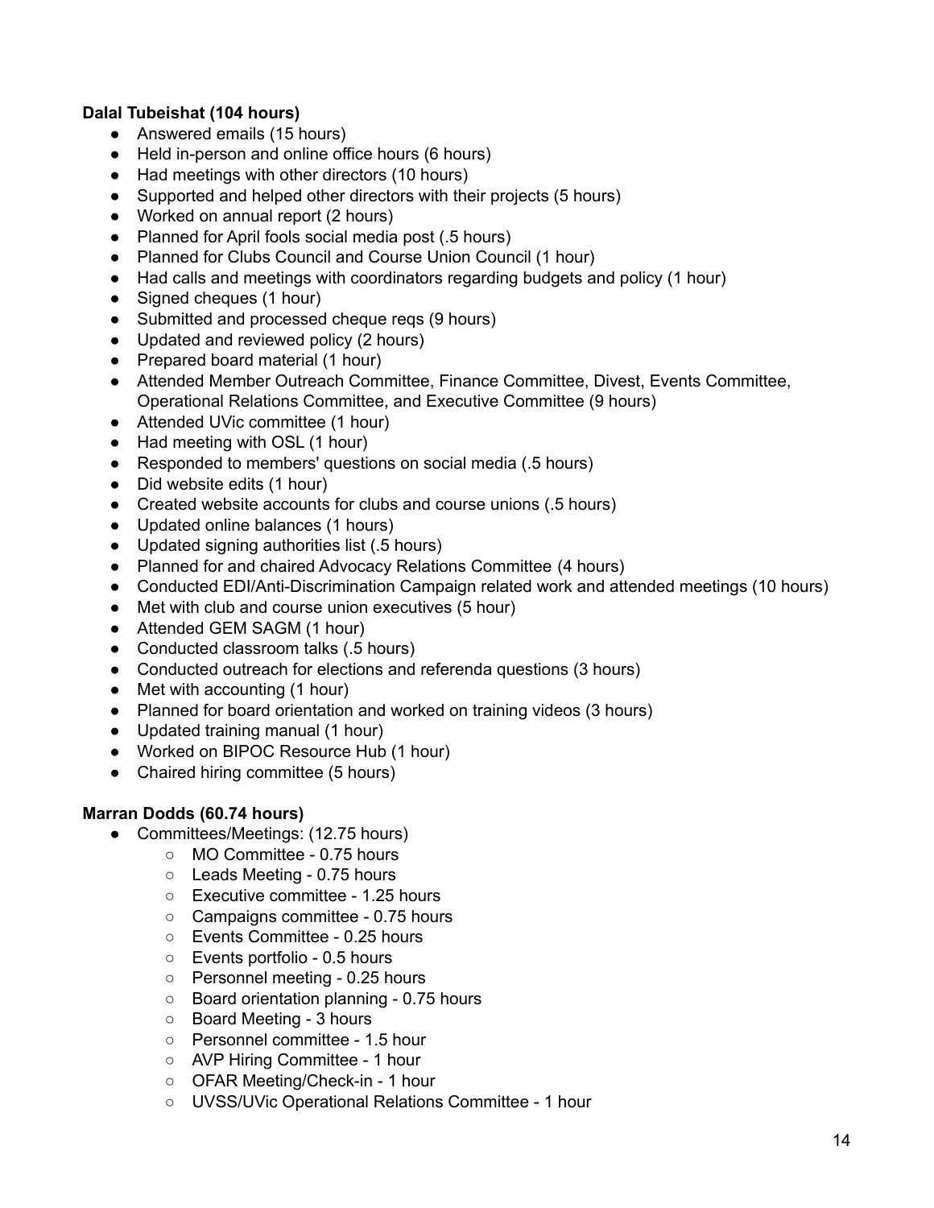**Dalal Tubeishat (104 hours)**

- Answered emails (15 hours)
- Held in-person and online office hours (6 hours)
- Had meetings with other directors (10 hours)
- Supported and helped other directors with their projects (5 hours)
- Worked on annual report (2 hours)
- Planned for April fools social media post (.5 hours)
- Planned for Clubs Council and Course Union Council (1 hour)
- Had calls and meetings with coordinators regarding budgets and policy (1 hour)
- Signed cheques (1 hour)
- Submitted and processed cheque reqs (9 hours)
- Updated and reviewed policy (2 hours)
- Prepared board material (1 hour)
- Attended Member Outreach Committee, Finance Committee, Divest, Events Committee, Operational Relations Committee, and Executive Committee (9 hours)
- Attended UVic committee (1 hour)
- Had meeting with OSL (1 hour)
- Responded to members' questions on social media (.5 hours)
- Did website edits (1 hour)
- Created website accounts for clubs and course unions (.5 hours)
- Updated online balances (1 hours)
- Updated signing authorities list (.5 hours)
- Planned for and chaired Advocacy Relations Committee (4 hours)
- Conducted EDI/Anti-Discrimination Campaign related work and attended meetings (10 hours)
- Met with club and course union executives (5 hour)
- Attended GEM SAGM (1 hour)
- Conducted classroom talks (.5 hours)
- Conducted outreach for elections and referenda questions (3 hours)
- Met with accounting (1 hour)
- Planned for board orientation and worked on training videos (3 hours)
- Updated training manual (1 hour)
- Worked on BIPOC Resource Hub (1 hour)
- Chaired hiring committee (5 hours)

**Marran Dodds (60.74 hours)**

- Committees/Meetings: (12.75 hours)
  - MO Committee - 0.75 hours
  - Leads Meeting - 0.75 hours
  - Executive committee - 1.25 hours
  - Campaigns committee - 0.75 hours
  - Events Committee - 0.25 hours
  - Events portfolio - 0.5 hours
  - Personnel meeting - 0.25 hours
  - Board orientation planning - 0.75 hours
  - Board Meeting - 3 hours
  - Personnel committee - 1.5 hour
  - AVP Hiring Committee - 1 hour
  - OFAR Meeting/Check-in - 1 hour
  - UVSS/UVic Operational Relations Committee - 1 hour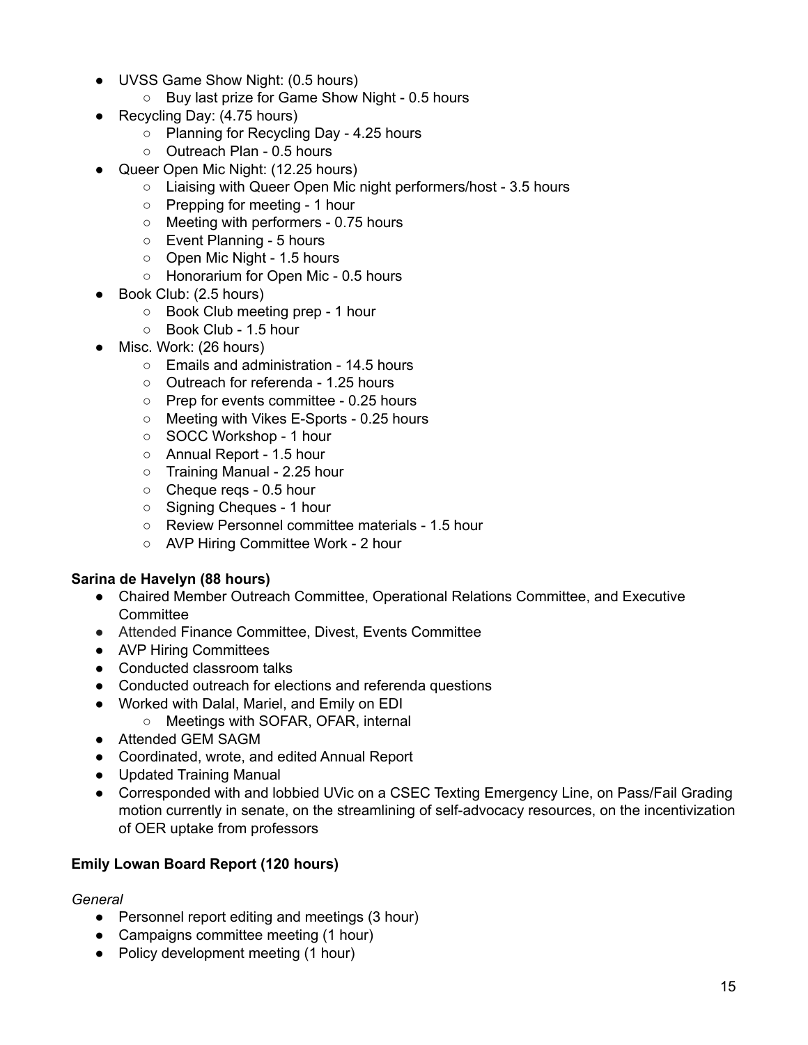- UVSS Game Show Night: (0.5 hours)
    - Buy last prize for Game Show Night - 0.5 hours
- Recycling Day: (4.75 hours)
    - Planning for Recycling Day - 4.25 hours
    - Outreach Plan - 0.5 hours
- Queer Open Mic Night: (12.25 hours)
    - Liaising with Queer Open Mic night performers/host - 3.5 hours
    - Prepping for meeting - 1 hour
    - Meeting with performers - 0.75 hours
    - Event Planning - 5 hours
    - Open Mic Night - 1.5 hours
    - Honorarium for Open Mic - 0.5 hours
- Book Club: (2.5 hours)
    - Book Club meeting prep - 1 hour
    - Book Club - 1.5 hour
- Misc. Work: (26 hours)
    - Emails and administration - 14.5 hours
    - Outreach for referenda - 1.25 hours
    - Prep for events committee - 0.25 hours
    - Meeting with Vikes E-Sports - 0.25 hours
    - SOCC Workshop - 1 hour
    - Annual Report - 1.5 hour
    - Training Manual - 2.25 hour
    - Cheque reqs - 0.5 hour
    - Signing Cheques - 1 hour
    - Review Personnel committee materials - 1.5 hour
    - AVP Hiring Committee Work - 2 hour

**Sarina de Havelyn (88 hours)**

- Chaired Member Outreach Committee, Operational Relations Committee, and Executive Committee
- Attended Finance Committee, Divest, Events Committee
- AVP Hiring Committees
- Conducted classroom talks
- Conducted outreach for elections and referenda questions
- Worked with Dalal, Mariel, and Emily on EDI
    - Meetings with SOFAR, OFAR, internal
- Attended GEM SAGM
- Coordinated, wrote, and edited Annual Report
- Updated Training Manual
- Corresponded with and lobbied UVic on a CSEC Texting Emergency Line, on Pass/Fail Grading motion currently in senate, on the streamlining of self-advocacy resources, on the incentivization of OER uptake from professors

**Emily Lowan Board Report (120 hours)**

*General*

- Personnel report editing and meetings (3 hour)
- Campaigns committee meeting (1 hour)
- Policy development meeting (1 hour)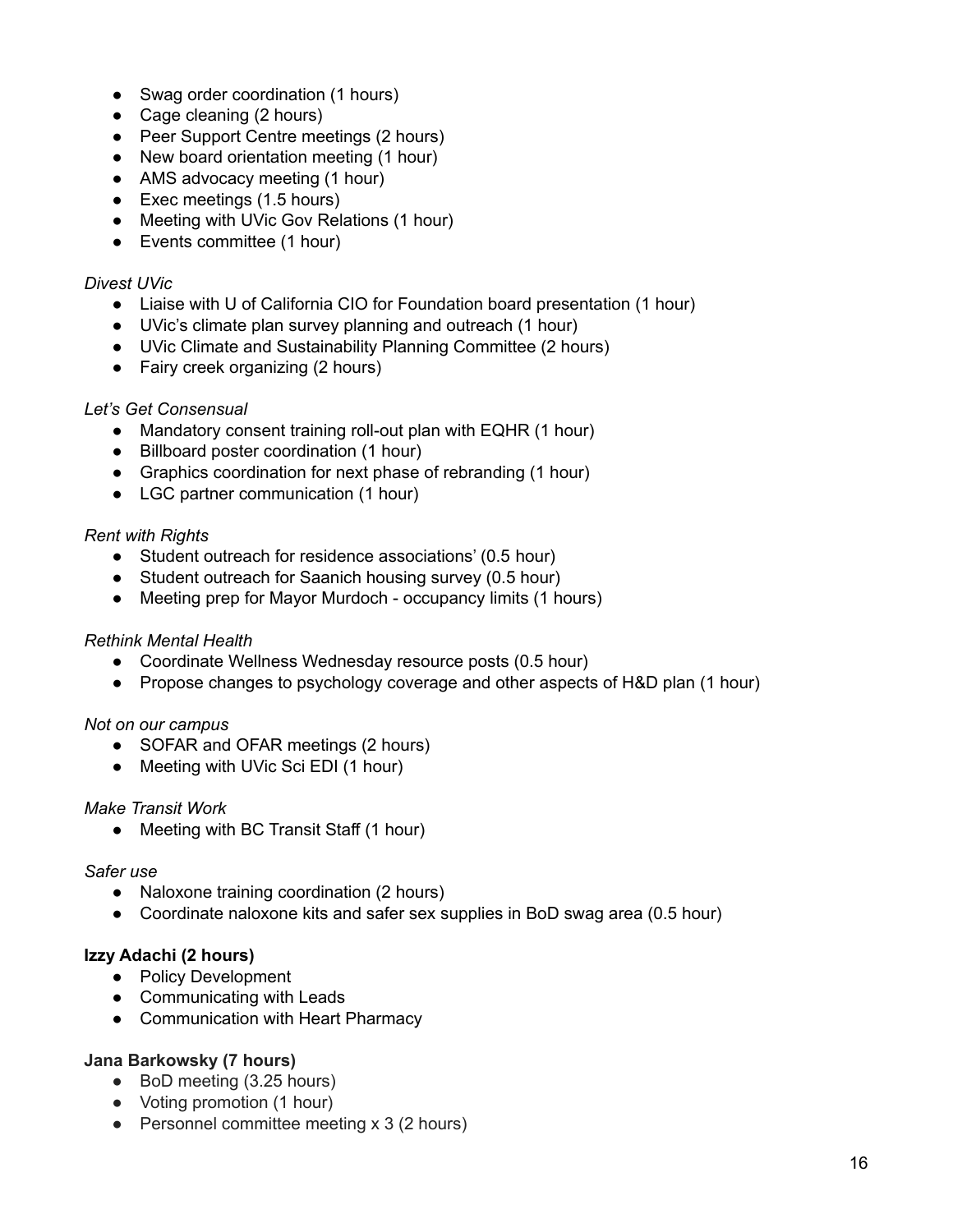- Swag order coordination (1 hours)
- Cage cleaning (2 hours)
- Peer Support Centre meetings (2 hours)
- New board orientation meeting (1 hour)
- AMS advocacy meeting (1 hour)
- Exec meetings (1.5 hours)
- Meeting with UVic Gov Relations (1 hour)
- Events committee (1 hour)

*Divest UVic*
- Liaise with U of California CIO for Foundation board presentation (1 hour)
- UVic's climate plan survey planning and outreach (1 hour)
- UVic Climate and Sustainability Planning Committee (2 hours)
- Fairy creek organizing (2 hours)

*Let's Get Consensual*
- Mandatory consent training roll-out plan with EQHR (1 hour)
- Billboard poster coordination (1 hour)
- Graphics coordination for next phase of rebranding (1 hour)
- LGC partner communication (1 hour)

*Rent with Rights*
- Student outreach for residence associations' (0.5 hour)
- Student outreach for Saanich housing survey (0.5 hour)
- Meeting prep for Mayor Murdoch - occupancy limits (1 hours)

*Rethink Mental Health*
- Coordinate Wellness Wednesday resource posts (0.5 hour)
- Propose changes to psychology coverage and other aspects of H&D plan (1 hour)

*Not on our campus*
- SOFAR and OFAR meetings (2 hours)
- Meeting with UVic Sci EDI (1 hour)

*Make Transit Work*
- Meeting with BC Transit Staff (1 hour)

*Safer use*
- Naloxone training coordination (2 hours)
- Coordinate naloxone kits and safer sex supplies in BoD swag area (0.5 hour)

**Izzy Adachi (2 hours)**
- Policy Development
- Communicating with Leads
- Communication with Heart Pharmacy

**Jana Barkowsky (7 hours)**
- BoD meeting (3.25 hours)
- Voting promotion (1 hour)
- Personnel committee meeting x 3 (2 hours)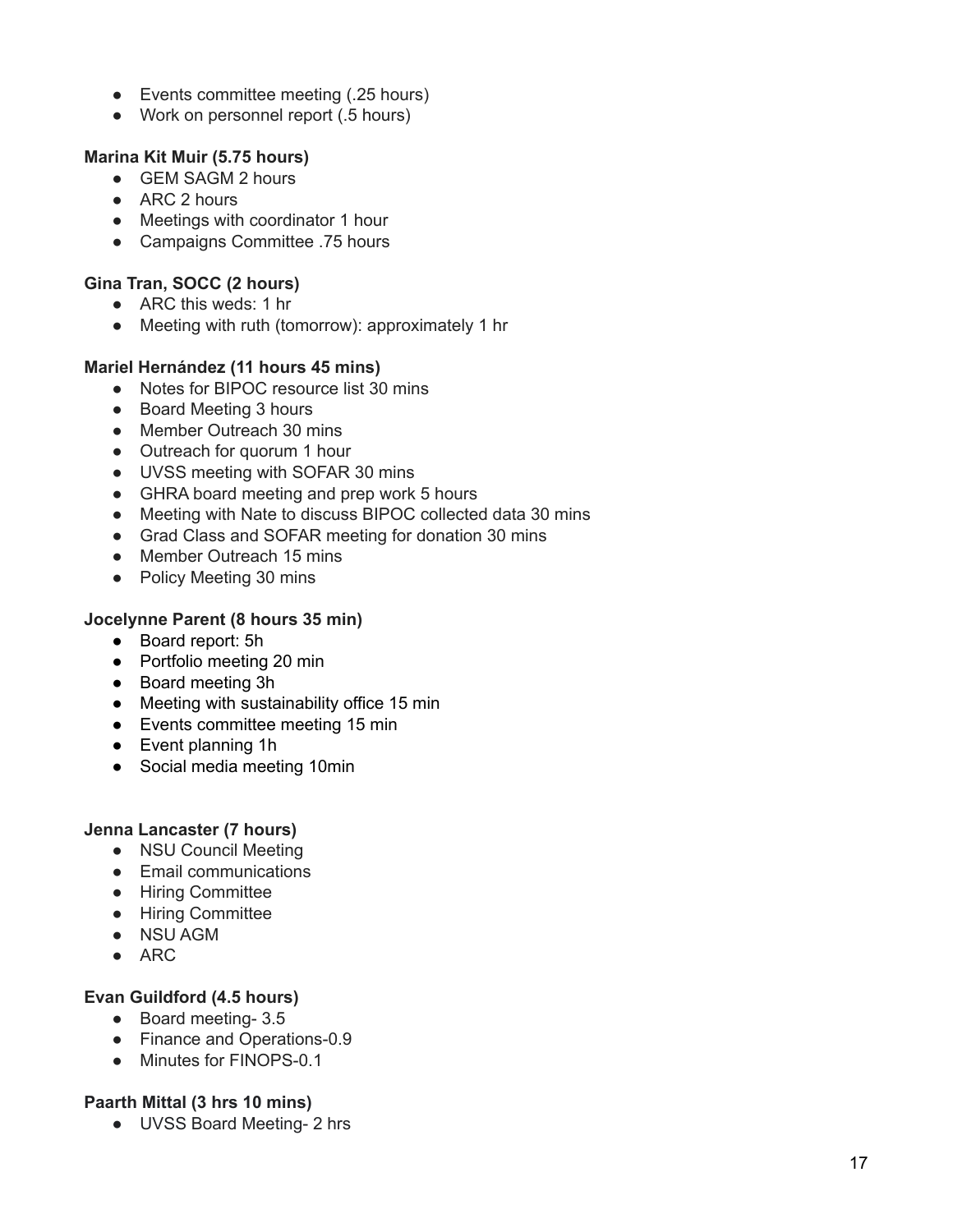- Events committee meeting (.25 hours)
- Work on personnel report (.5 hours)

**Marina Kit Muir (5.75 hours)**

- GEM SAGM 2 hours
- ARC 2 hours
- Meetings with coordinator 1 hour
- Campaigns Committee .75 hours

**Gina Tran, SOCC (2 hours)**

- ARC this weds: 1 hr
- Meeting with ruth (tomorrow): approximately 1 hr

**Mariel Hernández (11 hours 45 mins)**

- Notes for BIPOC resource list 30 mins
- Board Meeting 3 hours
- Member Outreach 30 mins
- Outreach for quorum 1 hour
- UVSS meeting with SOFAR 30 mins
- GHRA board meeting and prep work 5 hours
- Meeting with Nate to discuss BIPOC collected data 30 mins
- Grad Class and SOFAR meeting for donation 30 mins
- Member Outreach 15 mins
- Policy Meeting 30 mins

**Jocelynne Parent (8 hours 35 min)**

- Board report: 5h
- Portfolio meeting 20 min
- Board meeting 3h
- Meeting with sustainability office 15 min
- Events committee meeting 15 min
- Event planning 1h
- Social media meeting 10min

**Jenna Lancaster (7 hours)**

- NSU Council Meeting
- Email communications
- Hiring Committee
- Hiring Committee
- NSU AGM
- ARC

**Evan Guildford (4.5 hours)**

- Board meeting- 3.5
- Finance and Operations-0.9
- Minutes for FINOPS-0.1

**Paarth Mittal (3 hrs 10 mins)**

- UVSS Board Meeting- 2 hrs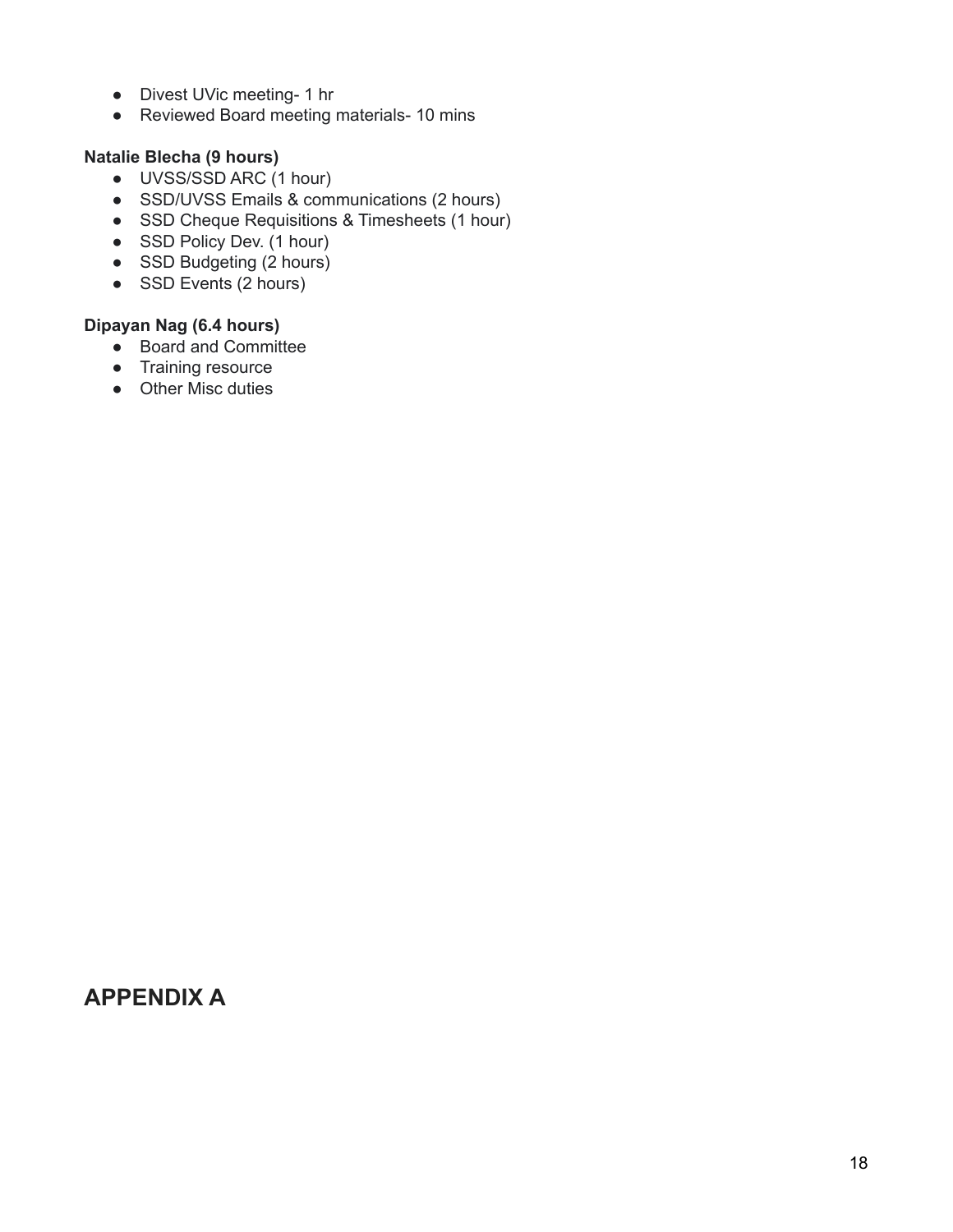- Divest UVic meeting- 1 hr
- Reviewed Board meeting materials- 10 mins

**Natalie Blecha (9 hours)**

- UVSS/SSD ARC (1 hour)
- SSD/UVSS Emails & communications (2 hours)
- SSD Cheque Requisitions & Timesheets (1 hour)
- SSD Policy Dev. (1 hour)
- SSD Budgeting (2 hours)
- SSD Events (2 hours)

**Dipayan Nag (6.4 hours)**

- Board and Committee
- Training resource
- Other Misc duties

## APPENDIX A